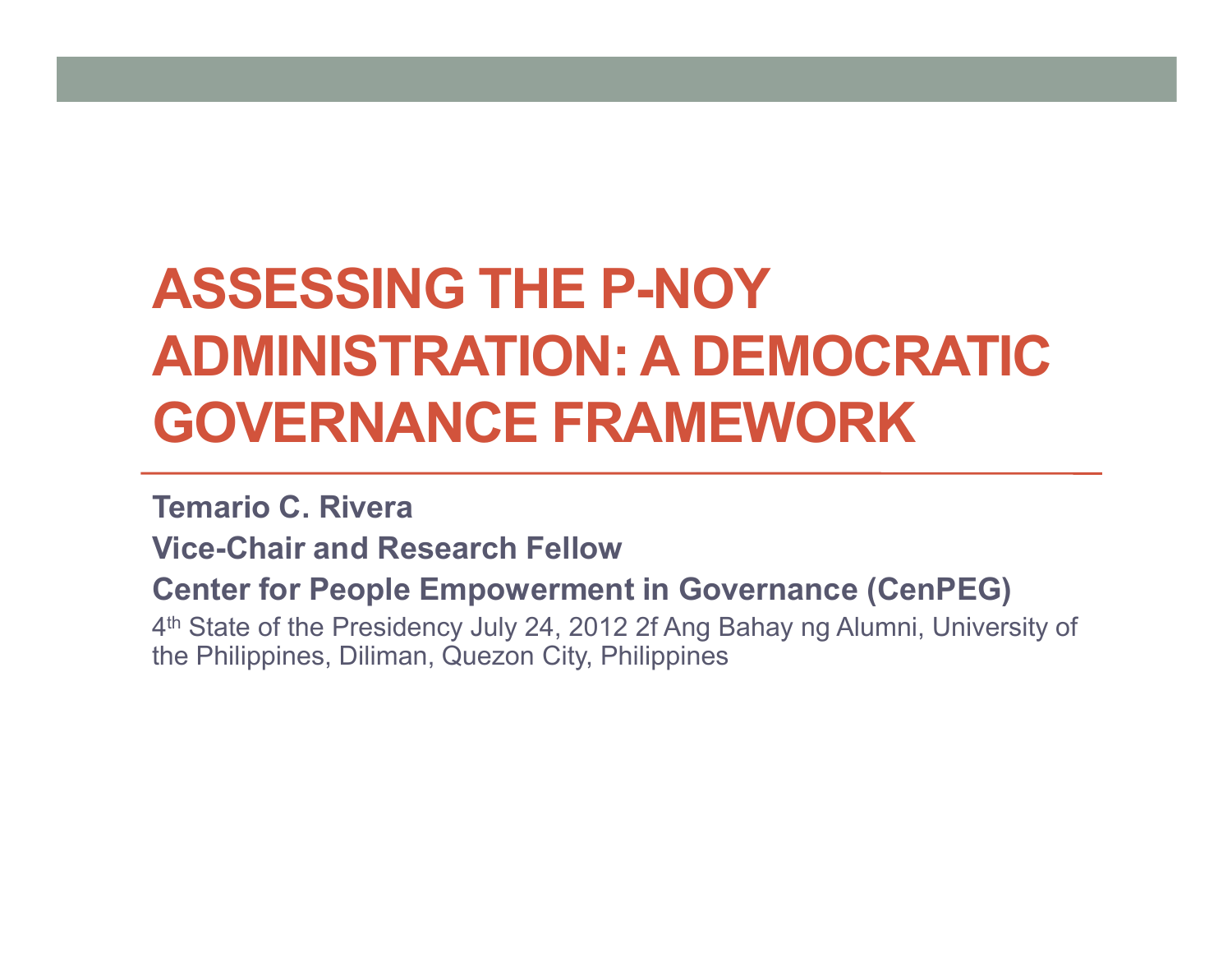# ASSESSING THE P-NOY ADMINISTRATION: A DEMOCRATIC GOVERNANCE FRAMEWORK

**Temario C. Rivera**

**Vice-Chair and Research Fellow**

**Center for People Empowerment in Governance (CenPEG)**

4th State of the Presidency July 24, 2012 2f Ang Bahay ng Alumni, University of the Philippines, Diliman, Quezon City, Philippines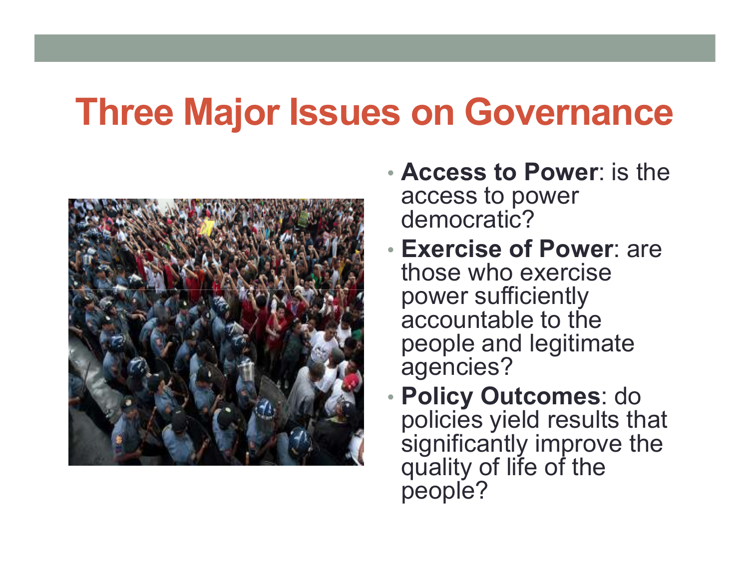# Three Major Issues on Governance

- **Access to Power**: is the access to power democratic?
- **Exercise of Power**: are those who exercise power sufficiently accountable to the people and legitimate agencies?
- **Policy Outcomes**: do policies yield results that significantly improve the quality of life of the people?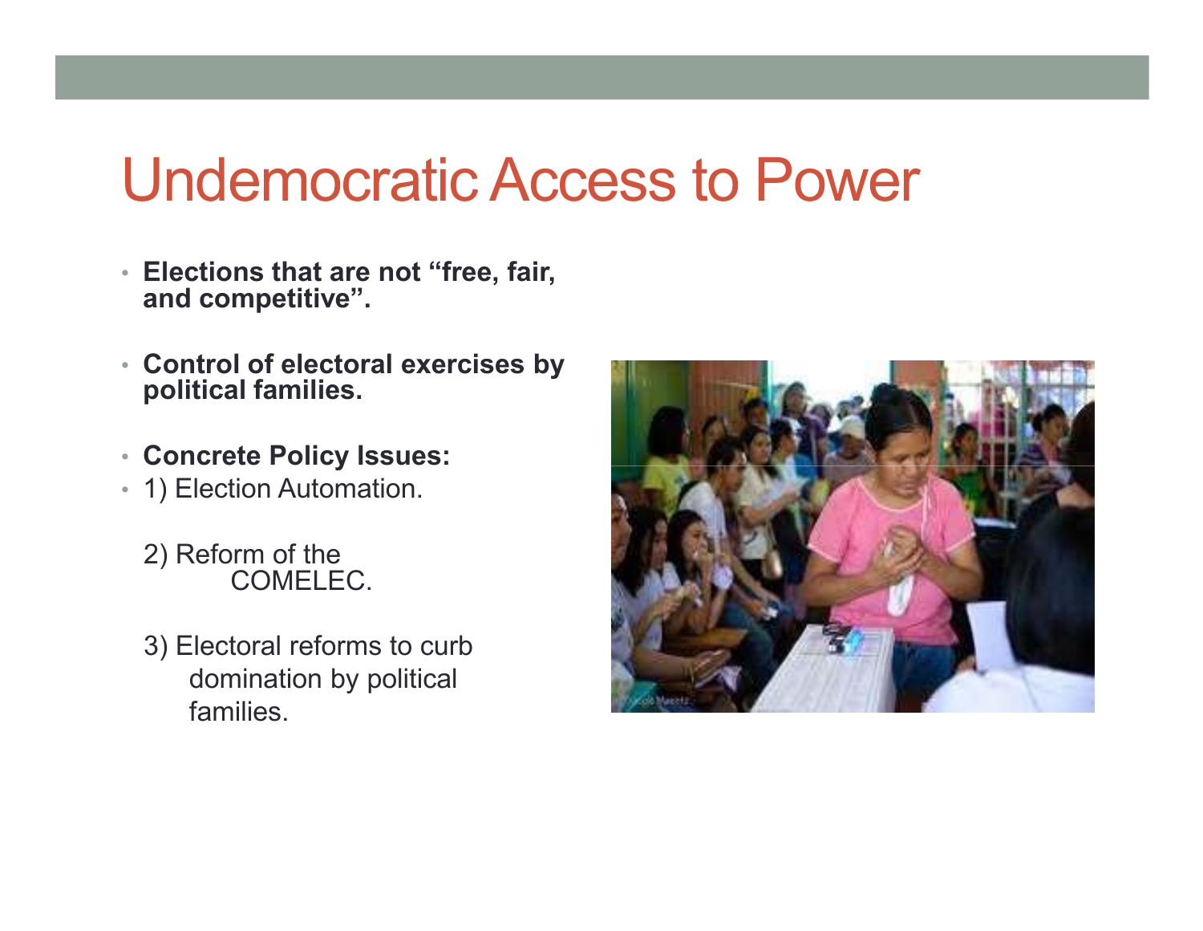# Undemocratic Access to Power

- **Elections that are not "free, fair, and competitive".**
- **Control of electoral exercises by political families.**
- **Concrete Policy Issues:**
- 1) Election Automation.

  2) Reform of the COMELEC.

  3) Electoral reforms to curb domination by political families.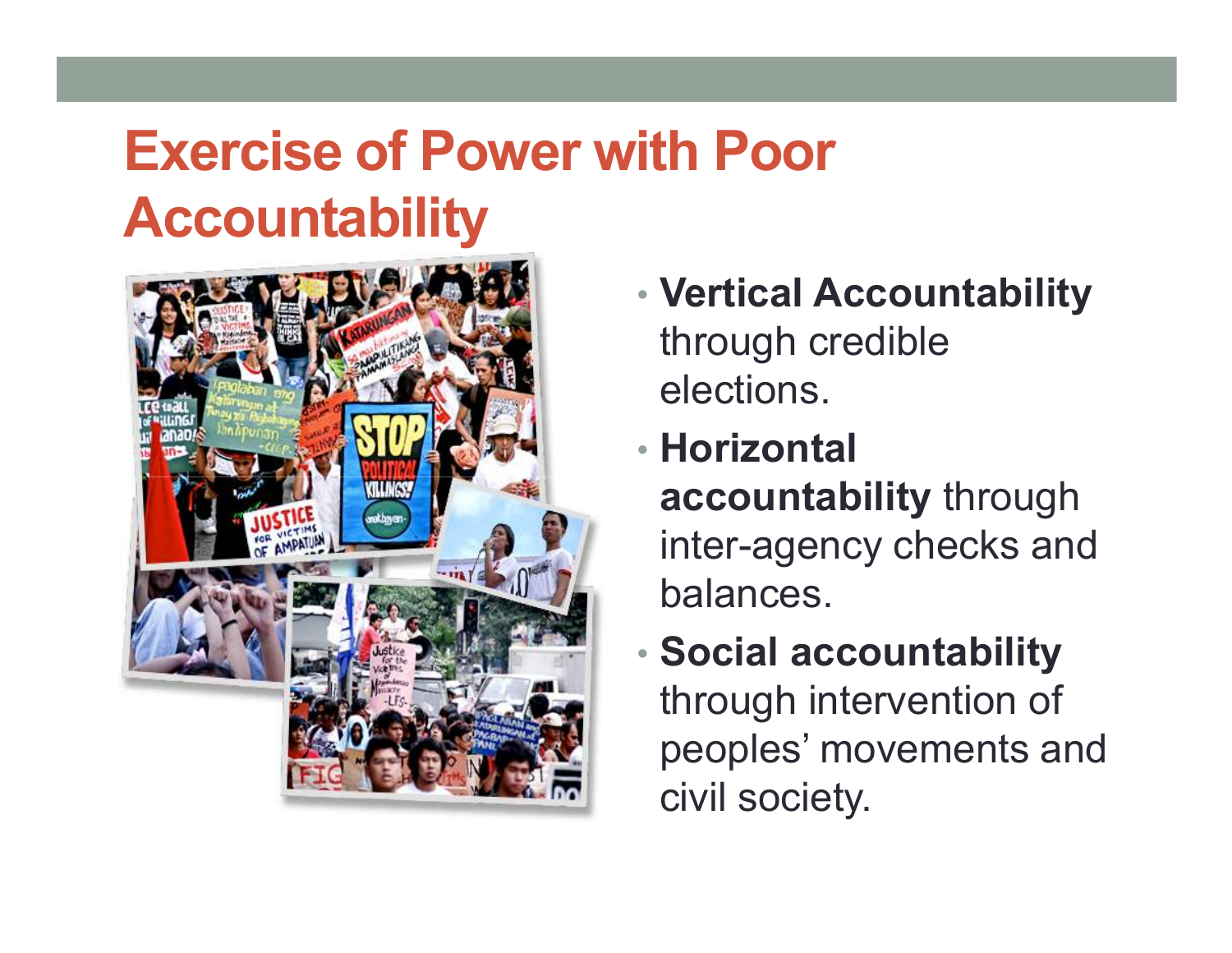# Exercise of Power with Poor Accountability

- **Vertical Accountability** through credible elections.
- **Horizontal accountability** through inter-agency checks and balances.
- **Social accountability** through intervention of peoples' movements and civil society.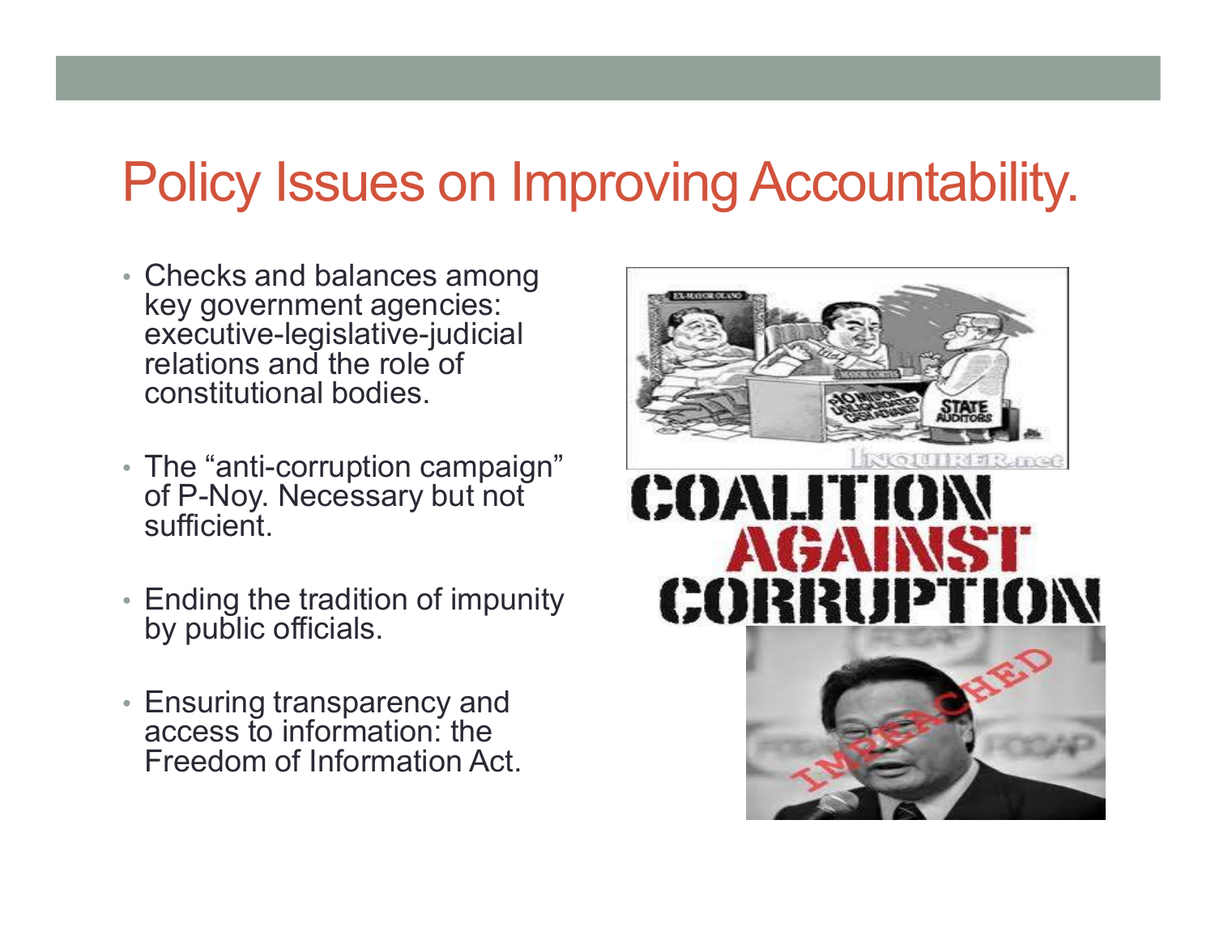# Policy Issues on Improving Accountability.

- Checks and balances among key government agencies: executive-legislative-judicial relations and the role of constitutional bodies.
- The "anti-corruption campaign" of P-Noy. Necessary but not sufficient.
- Ending the tradition of impunity by public officials.
- Ensuring transparency and access to information: the Freedom of Information Act.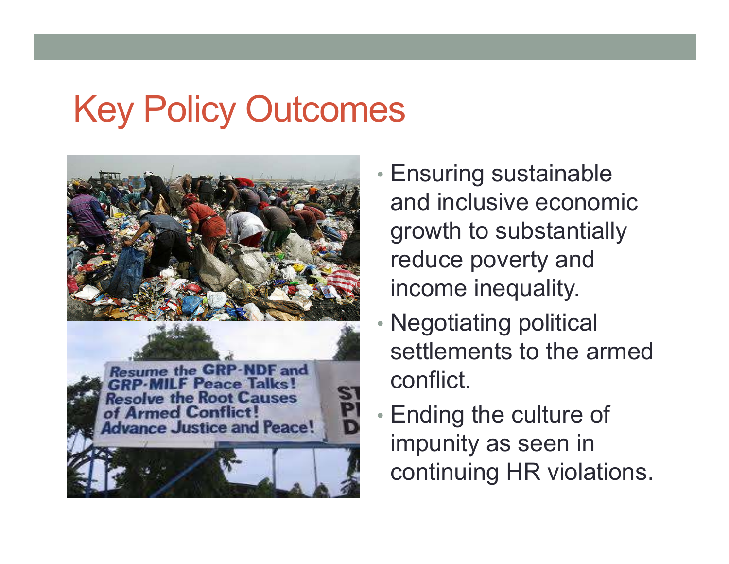# Key Policy Outcomes

- Ensuring sustainable and inclusive economic growth to substantially reduce poverty and income inequality.
- Negotiating political settlements to the armed conflict.
- Ending the culture of impunity as seen in continuing HR violations.